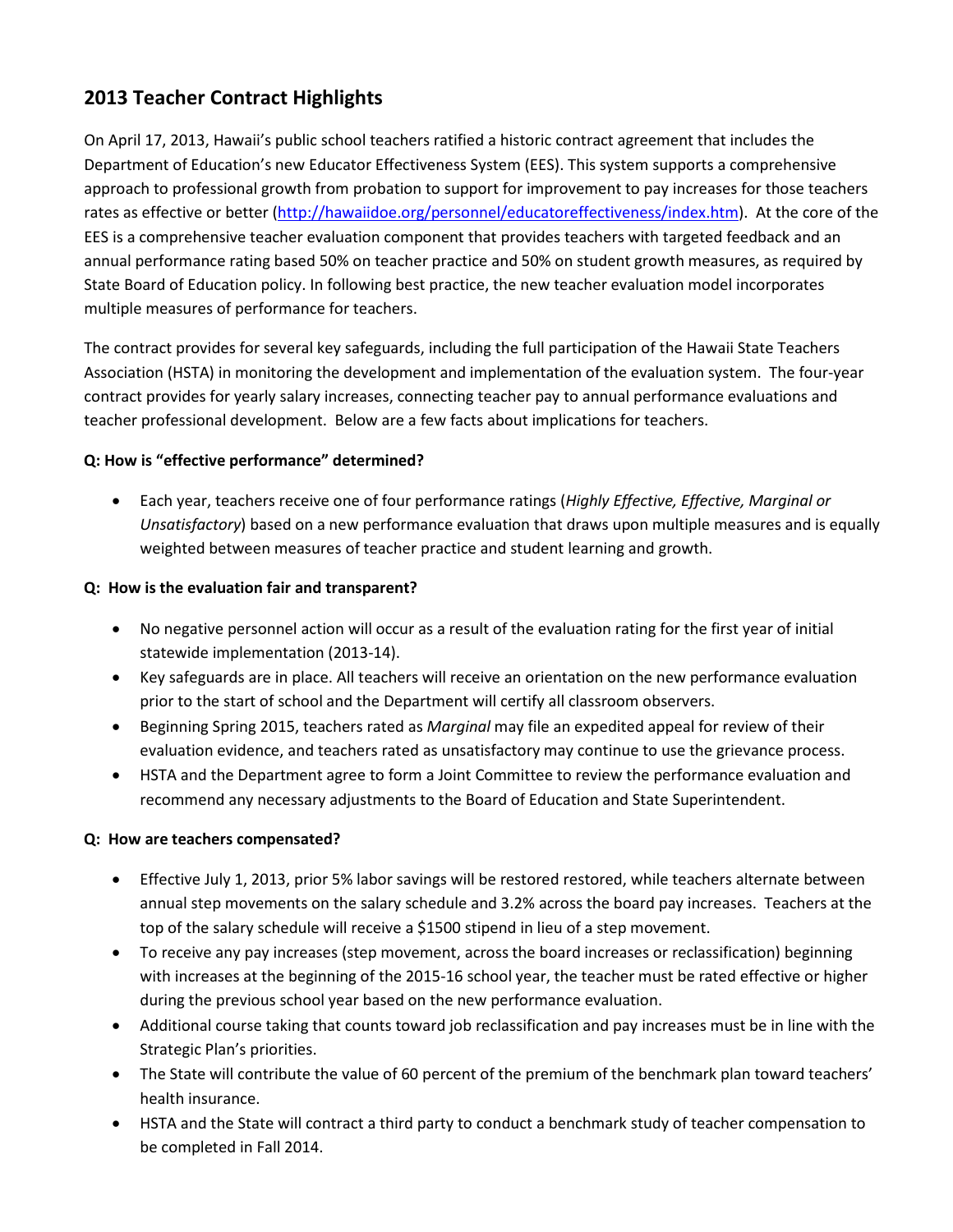# 2013 Teacher Contract Highlights

On April 17, 2013, Hawaii's public school teachers ratified a historic contract agreement that includes the Department of Education's new Educator Effectiveness System (EES). This system supports a comprehensive approach to professional growth from probation to support for improvement to pay increases for those teachers rates as effective or better (http://hawaiidoe.org/personnel/educatoreffectiveness/index.htm). At the core of the EES is a comprehensive teacher evaluation component that provides teachers with targeted feedback and an annual performance rating based 50% on teacher practice and 50% on student growth measures, as required by State Board of Education policy. In following best practice, the new teacher evaluation model incorporates multiple measures of performance for teachers.

The contract provides for several key safeguards, including the full participation of the Hawaii State Teachers Association (HSTA) in monitoring the development and implementation of the evaluation system. The four-year contract provides for yearly salary increases, connecting teacher pay to annual performance evaluations and teacher professional development. Below are a few facts about implications for teachers.

**Q: How is "effective performance" determined?**

- Each year, teachers receive one of four performance ratings (*Highly Effective, Effective, Marginal or Unsatisfactory*) based on a new performance evaluation that draws upon multiple measures and is equally weighted between measures of teacher practice and student learning and growth.

**Q: How is the evaluation fair and transparent?**

- No negative personnel action will occur as a result of the evaluation rating for the first year of initial statewide implementation (2013-14).
- Key safeguards are in place. All teachers will receive an orientation on the new performance evaluation prior to the start of school and the Department will certify all classroom observers.
- Beginning Spring 2015, teachers rated as *Marginal* may file an expedited appeal for review of their evaluation evidence, and teachers rated as unsatisfactory may continue to use the grievance process.
- HSTA and the Department agree to form a Joint Committee to review the performance evaluation and recommend any necessary adjustments to the Board of Education and State Superintendent.

**Q: How are teachers compensated?**

- Effective July 1, 2013, prior 5% labor savings will be restored restored, while teachers alternate between annual step movements on the salary schedule and 3.2% across the board pay increases. Teachers at the top of the salary schedule will receive a $1500 stipend in lieu of a step movement.
- To receive any pay increases (step movement, across the board increases or reclassification) beginning with increases at the beginning of the 2015-16 school year, the teacher must be rated effective or higher during the previous school year based on the new performance evaluation.
- Additional course taking that counts toward job reclassification and pay increases must be in line with the Strategic Plan's priorities.
- The State will contribute the value of 60 percent of the premium of the benchmark plan toward teachers' health insurance.
- HSTA and the State will contract a third party to conduct a benchmark study of teacher compensation to be completed in Fall 2014.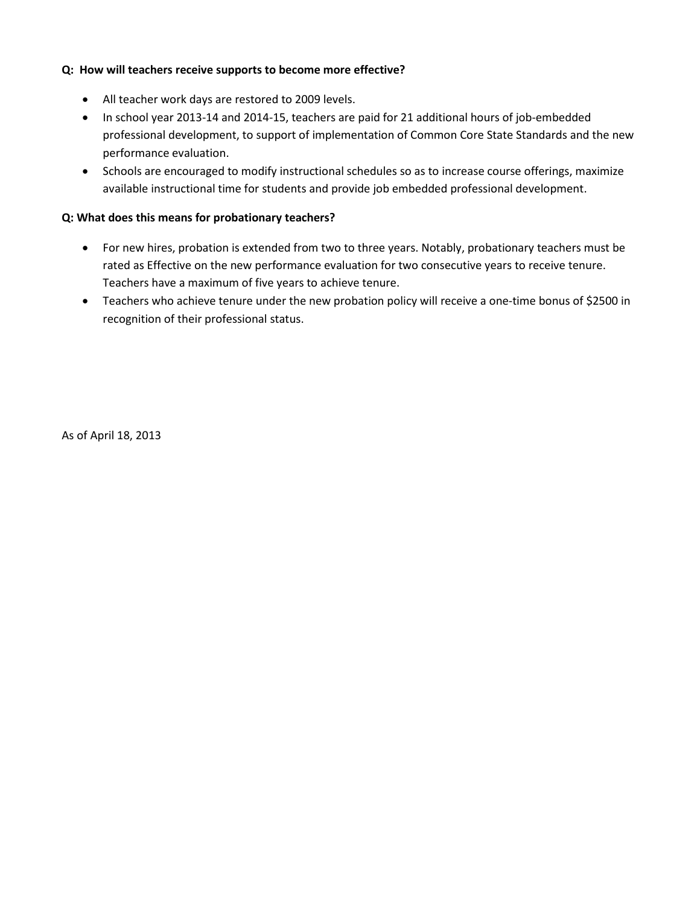**Q: How will teachers receive supports to become more effective?**

- All teacher work days are restored to 2009 levels.
- In school year 2013-14 and 2014-15, teachers are paid for 21 additional hours of job-embedded professional development, to support of implementation of Common Core State Standards and the new performance evaluation.
- Schools are encouraged to modify instructional schedules so as to increase course offerings, maximize available instructional time for students and provide job embedded professional development.

**Q: What does this means for probationary teachers?**

- For new hires, probation is extended from two to three years. Notably, probationary teachers must be rated as Effective on the new performance evaluation for two consecutive years to receive tenure. Teachers have a maximum of five years to achieve tenure.
- Teachers who achieve tenure under the new probation policy will receive a one-time bonus of $2500 in recognition of their professional status.

As of April 18, 2013